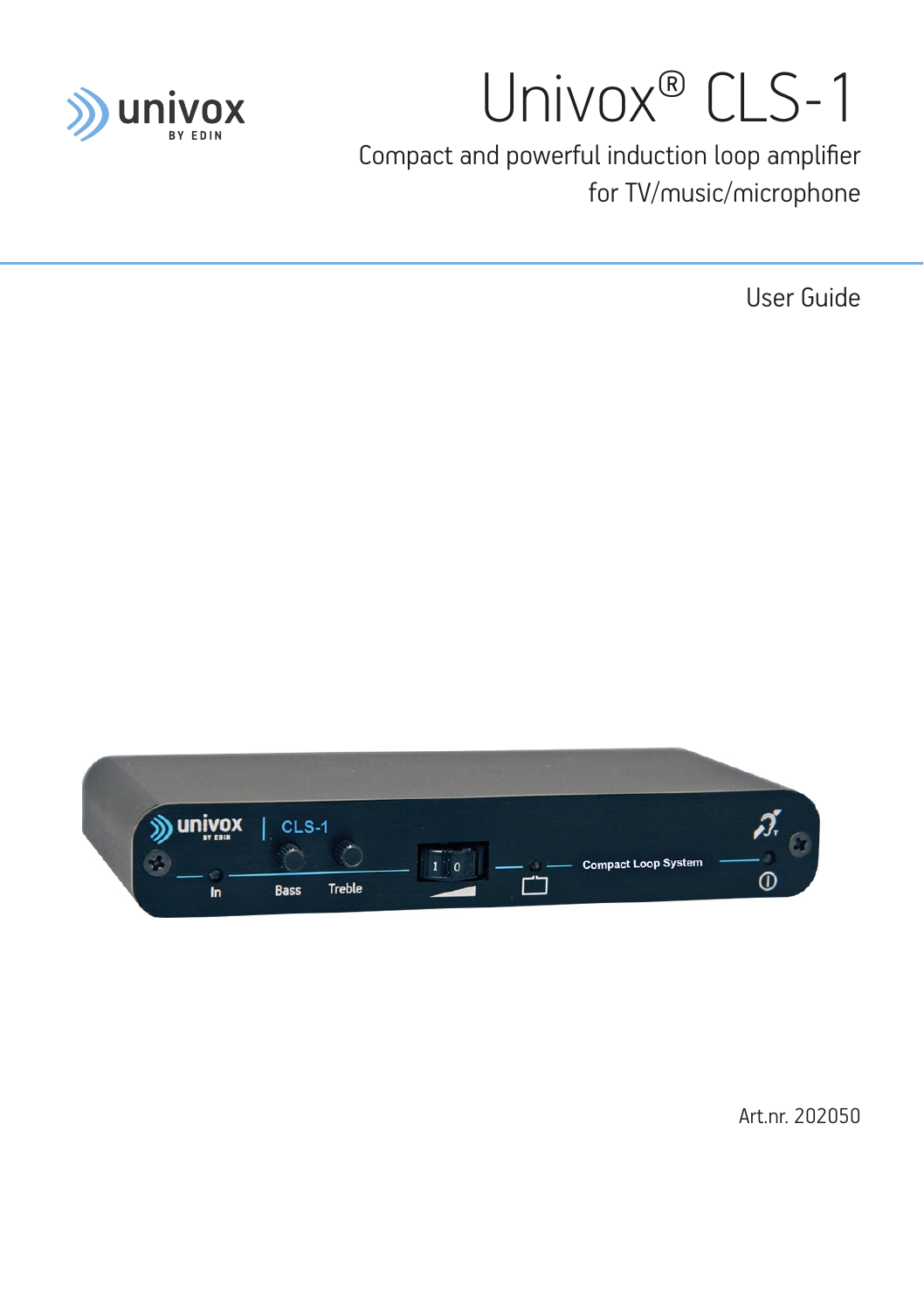# Univox® CLS-1

Compact and powerful induction loop amplifier for TV/music/microphone

User Guide

Art.nr. 202050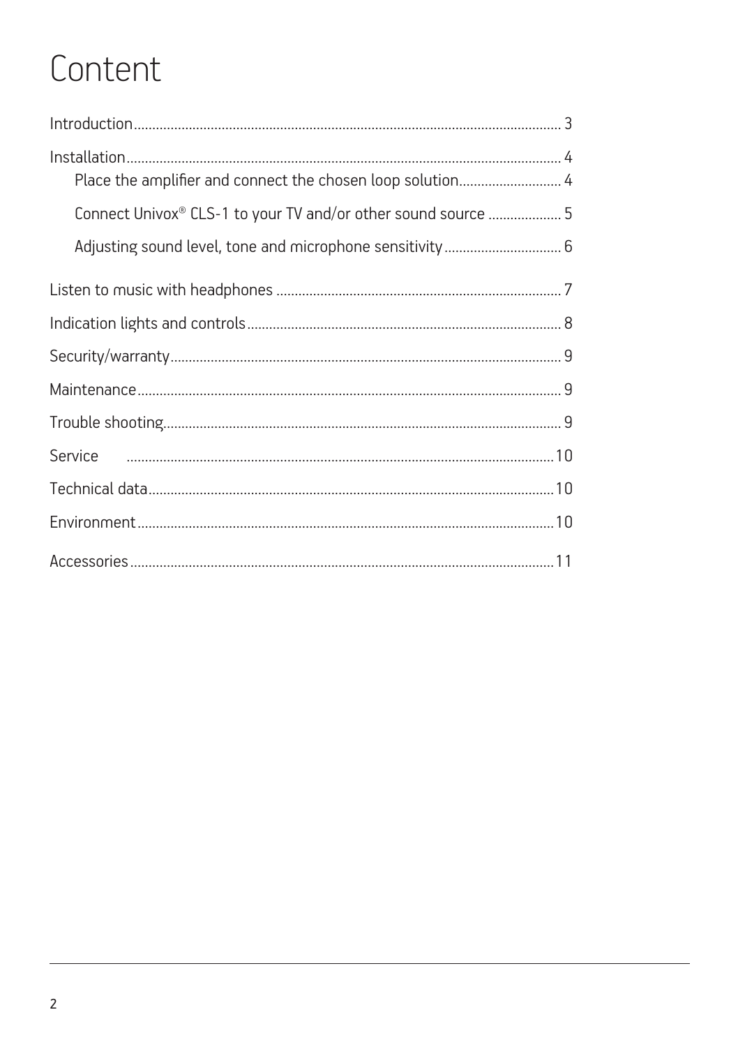# Content

Introduction................................................................................................................ 3

Installation.................................................................................................................. 4
    Place the amplifier and connect the chosen loop solution............................ 4

    Connect Univox® CLS-1 to your TV and/or other sound source .................... 5

    Adjusting sound level, tone and microphone sensitivity................................ 6

Listen to music with headphones ............................................................................. 7

Indication lights and controls..................................................................................... 8

Security/warranty........................................................................................................ 9

Maintenance................................................................................................................ 9

Trouble shooting.......................................................................................................... 9

Service .....................................................................................................................10

Technical data............................................................................................................10

Environment...............................................................................................................10

Accessories................................................................................................................11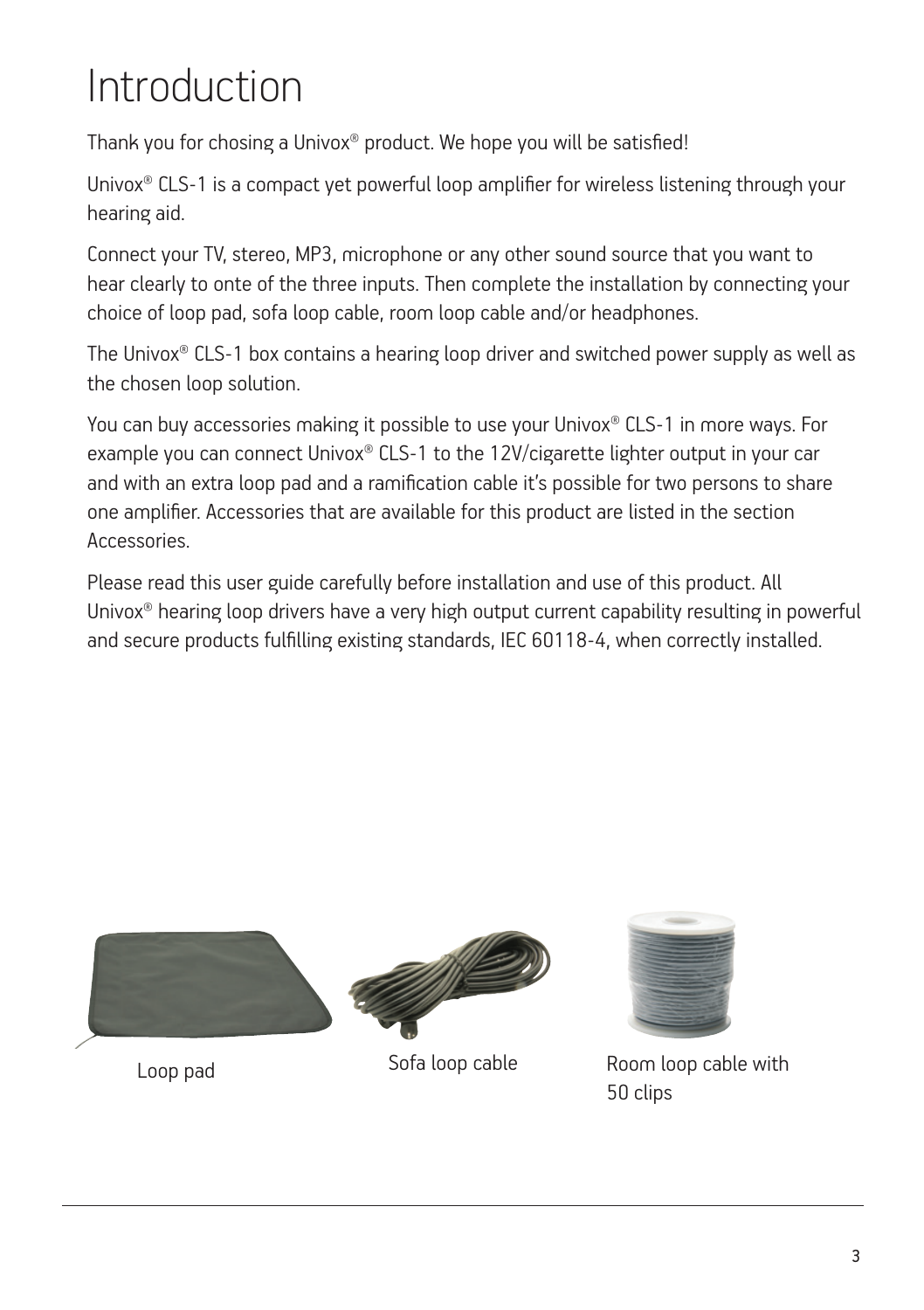# Introduction

Thank you for chosing a Univox® product. We hope you will be satisfied!

Univox® CLS-1 is a compact yet powerful loop amplifier for wireless listening through your hearing aid.

Connect your TV, stereo, MP3, microphone or any other sound source that you want to hear clearly to onte of the three inputs. Then complete the installation by connecting your choice of loop pad, sofa loop cable, room loop cable and/or headphones.

The Univox® CLS-1 box contains a hearing loop driver and switched power supply as well as the chosen loop solution.

You can buy accessories making it possible to use your Univox® CLS-1 in more ways. For example you can connect Univox® CLS-1 to the 12V/cigarette lighter output in your car and with an extra loop pad and a ramification cable it's possible for two persons to share one amplifier. Accessories that are available for this product are listed in the section Accessories.

Please read this user guide carefully before installation and use of this product. All Univox® hearing loop drivers have a very high output current capability resulting in powerful and secure products fulfilling existing standards, IEC 60118-4, when correctly installed.

Loop pad

Sofa loop cable

Room loop cable with 50 clips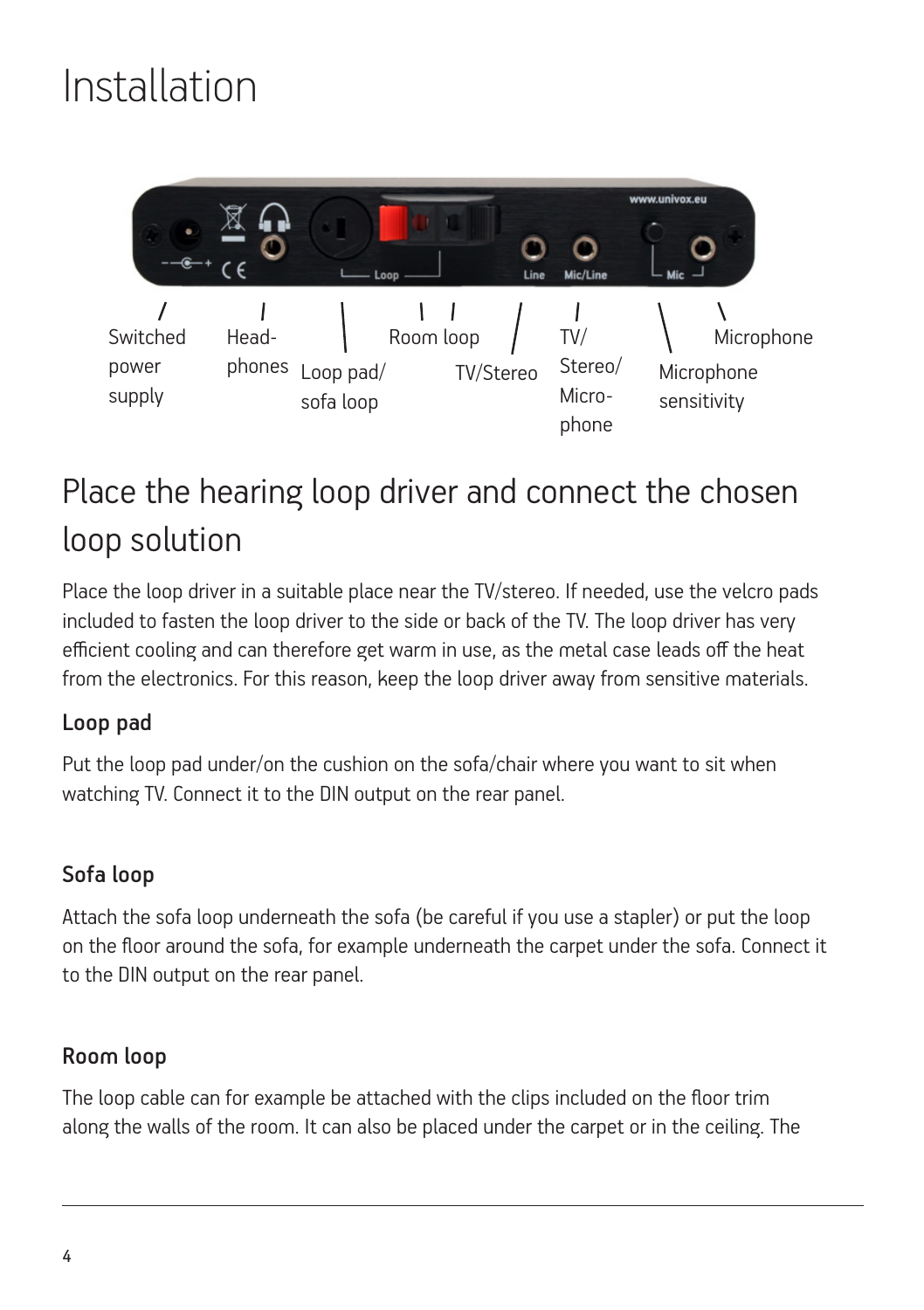# Installation

Switched power supply

Head-phones

Loop pad/ sofa loop

Room loop

TV/Stereo

TV/ Stereo/ Micro-phone

Microphone sensitivity

Microphone

## Place the hearing loop driver and connect the chosen loop solution

Place the loop driver in a suitable place near the TV/stereo. If needed, use the velcro pads included to fasten the loop driver to the side or back of the TV. The loop driver has very efficient cooling and can therefore get warm in use, as the metal case leads off the heat from the electronics. For this reason, keep the loop driver away from sensitive materials.

### Loop pad

Put the loop pad under/on the cushion on the sofa/chair where you want to sit when watching TV. Connect it to the DIN output on the rear panel.

### Sofa loop

Attach the sofa loop underneath the sofa (be careful if you use a stapler) or put the loop on the floor around the sofa, for example underneath the carpet under the sofa. Connect it to the DIN output on the rear panel.

### Room loop

The loop cable can for example be attached with the clips included on the floor trim along the walls of the room. It can also be placed under the carpet or in the ceiling. The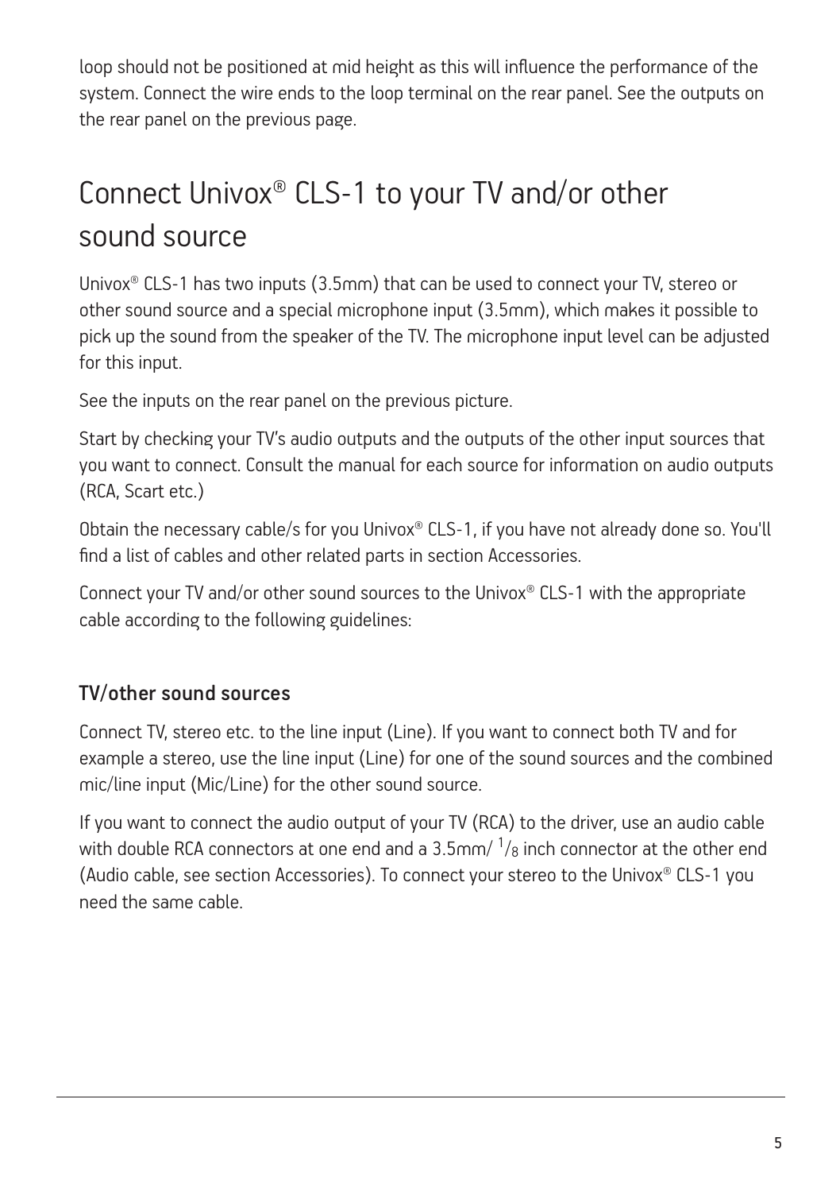loop should not be positioned at mid height as this will influence the performance of the system. Connect the wire ends to the loop terminal on the rear panel. See the outputs on the rear panel on the previous page.

# Connect Univox® CLS-1 to your TV and/or other sound source

Univox® CLS-1 has two inputs (3.5mm) that can be used to connect your TV, stereo or other sound source and a special microphone input (3.5mm), which makes it possible to pick up the sound from the speaker of the TV. The microphone input level can be adjusted for this input.

See the inputs on the rear panel on the previous picture.

Start by checking your TV's audio outputs and the outputs of the other input sources that you want to connect. Consult the manual for each source for information on audio outputs (RCA, Scart etc.)

Obtain the necessary cable/s for you Univox® CLS-1, if you have not already done so. You'll find a list of cables and other related parts in section Accessories.

Connect your TV and/or other sound sources to the Univox® CLS-1 with the appropriate cable according to the following guidelines:

### TV/other sound sources

Connect TV, stereo etc. to the line input (Line). If you want to connect both TV and for example a stereo, use the line input (Line) for one of the sound sources and the combined mic/line input (Mic/Line) for the other sound source.

If you want to connect the audio output of your TV (RCA) to the driver, use an audio cable with double RCA connectors at one end and a 3.5mm/ $^1/_8$ inch connector at the other end (Audio cable, see section Accessories). To connect your stereo to the Univox® CLS-1 you need the same cable.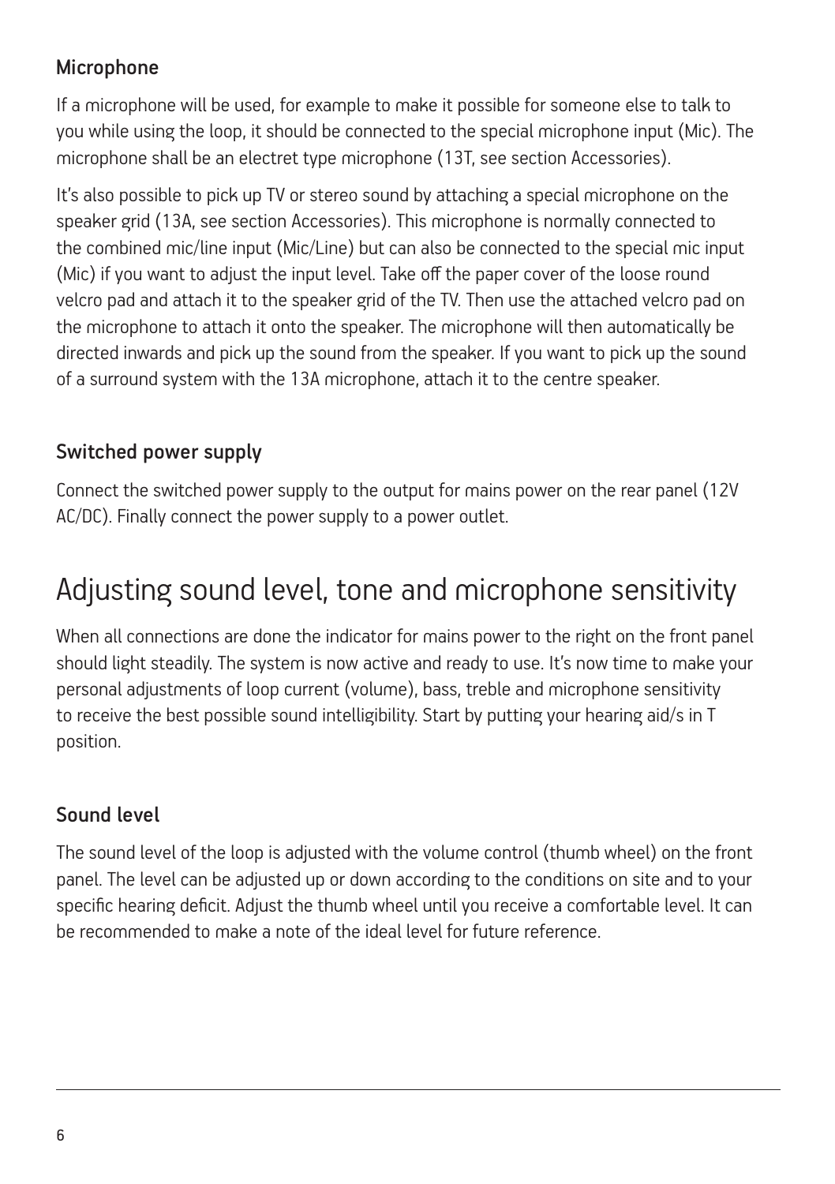### Microphone

If a microphone will be used, for example to make it possible for someone else to talk to you while using the loop, it should be connected to the special microphone input (Mic). The microphone shall be an electret type microphone (13T, see section Accessories).

It's also possible to pick up TV or stereo sound by attaching a special microphone on the speaker grid (13A, see section Accessories). This microphone is normally connected to the combined mic/line input (Mic/Line) but can also be connected to the special mic input (Mic) if you want to adjust the input level. Take off the paper cover of the loose round velcro pad and attach it to the speaker grid of the TV. Then use the attached velcro pad on the microphone to attach it onto the speaker. The microphone will then automatically be directed inwards and pick up the sound from the speaker. If you want to pick up the sound of a surround system with the 13A microphone, attach it to the centre speaker.

### Switched power supply

Connect the switched power supply to the output for mains power on the rear panel (12V AC/DC). Finally connect the power supply to a power outlet.

## Adjusting sound level, tone and microphone sensitivity

When all connections are done the indicator for mains power to the right on the front panel should light steadily. The system is now active and ready to use. It's now time to make your personal adjustments of loop current (volume), bass, treble and microphone sensitivity to receive the best possible sound intelligibility. Start by putting your hearing aid/s in T position.

### Sound level

The sound level of the loop is adjusted with the volume control (thumb wheel) on the front panel. The level can be adjusted up or down according to the conditions on site and to your specific hearing deficit. Adjust the thumb wheel until you receive a comfortable level. It can be recommended to make a note of the ideal level for future reference.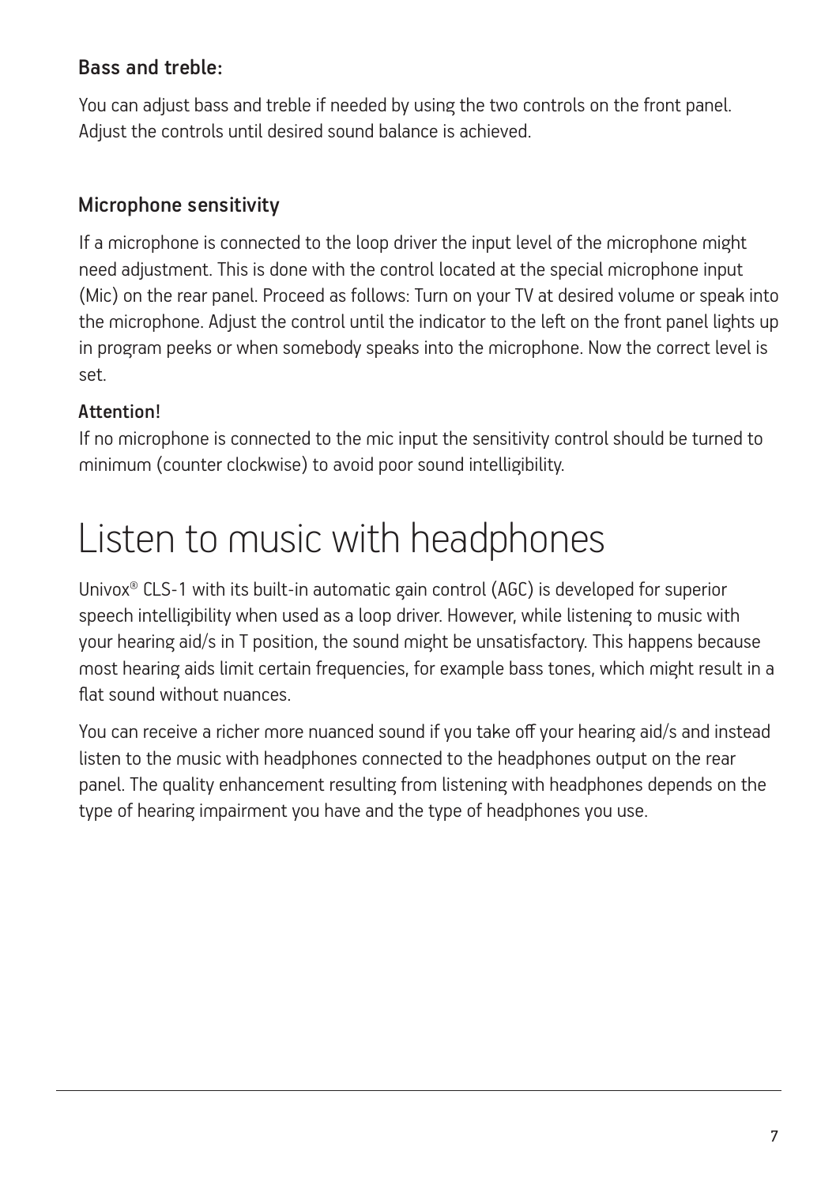### Bass and treble:

You can adjust bass and treble if needed by using the two controls on the front panel. Adjust the controls until desired sound balance is achieved.

### Microphone sensitivity

If a microphone is connected to the loop driver the input level of the microphone might need adjustment. This is done with the control located at the special microphone input (Mic) on the rear panel. Proceed as follows: Turn on your TV at desired volume or speak into the microphone. Adjust the control until the indicator to the left on the front panel lights up in program peeks or when somebody speaks into the microphone. Now the correct level is set.

**Attention!**
If no microphone is connected to the mic input the sensitivity control should be turned to minimum (counter clockwise) to avoid poor sound intelligibility.

# Listen to music with headphones

Univox® CLS-1 with its built-in automatic gain control (AGC) is developed for superior speech intelligibility when used as a loop driver. However, while listening to music with your hearing aid/s in T position, the sound might be unsatisfactory. This happens because most hearing aids limit certain frequencies, for example bass tones, which might result in a flat sound without nuances.

You can receive a richer more nuanced sound if you take off your hearing aid/s and instead listen to the music with headphones connected to the headphones output on the rear panel. The quality enhancement resulting from listening with headphones depends on the type of hearing impairment you have and the type of headphones you use.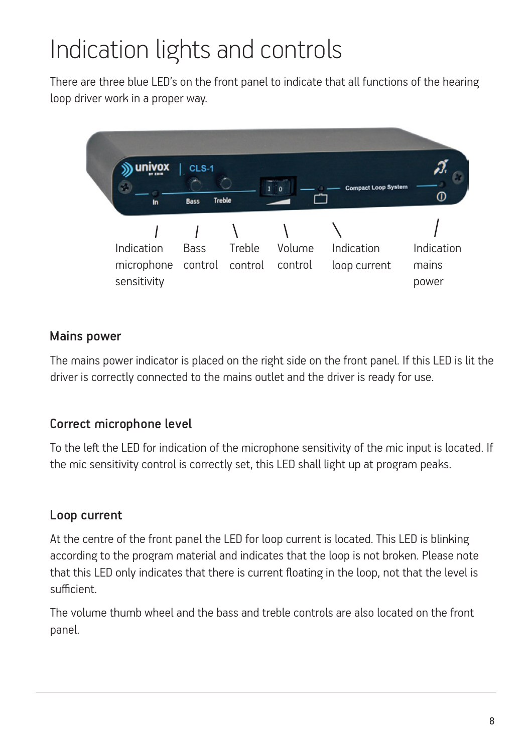# Indication lights and controls

There are three blue LED's on the front panel to indicate that all functions of the hearing loop driver work in a proper way.

Indication microphone sensitivity | Bass control | Treble control | Volume control | Indication loop current | Indication mains power

## Mains power

The mains power indicator is placed on the right side on the front panel. If this LED is lit the driver is correctly connected to the mains outlet and the driver is ready for use.

## Correct microphone level

To the left the LED for indication of the microphone sensitivity of the mic input is located. If the mic sensitivity control is correctly set, this LED shall light up at program peaks.

## Loop current

At the centre of the front panel the LED for loop current is located. This LED is blinking according to the program material and indicates that the loop is not broken. Please note that this LED only indicates that there is current floating in the loop, not that the level is sufficient.

The volume thumb wheel and the bass and treble controls are also located on the front panel.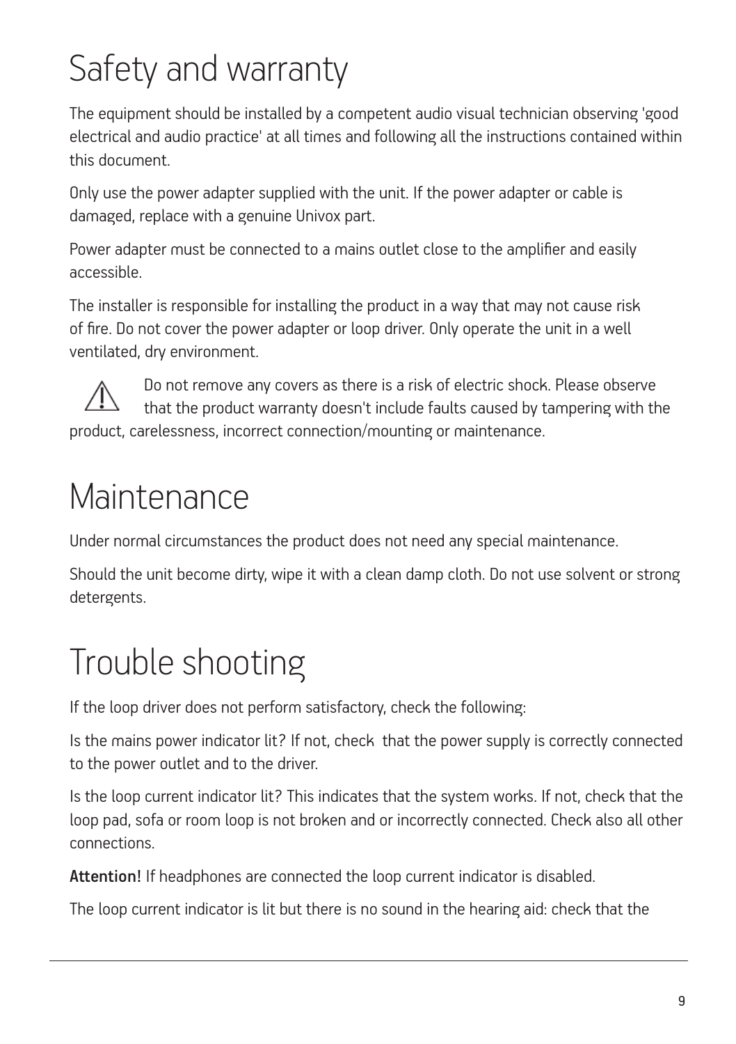# Safety and warranty

The equipment should be installed by a competent audio visual technician observing 'good electrical and audio practice' at all times and following all the instructions contained within this document.

Only use the power adapter supplied with the unit. If the power adapter or cable is damaged, replace with a genuine Univox part.

Power adapter must be connected to a mains outlet close to the amplifier and easily accessible.

The installer is responsible for installing the product in a way that may not cause risk of fire. Do not cover the power adapter or loop driver. Only operate the unit in a well ventilated, dry environment.

⚠ Do not remove any covers as there is a risk of electric shock. Please observe that the product warranty doesn't include faults caused by tampering with the product, carelessness, incorrect connection/mounting or maintenance.

# Maintenance

Under normal circumstances the product does not need any special maintenance.

Should the unit become dirty, wipe it with a clean damp cloth. Do not use solvent or strong detergents.

# Trouble shooting

If the loop driver does not perform satisfactory, check the following:

Is the mains power indicator lit? If not, check that the power supply is correctly connected to the power outlet and to the driver.

Is the loop current indicator lit? This indicates that the system works. If not, check that the loop pad, sofa or room loop is not broken and or incorrectly connected. Check also all other connections.

**Attention!** If headphones are connected the loop current indicator is disabled.

The loop current indicator is lit but there is no sound in the hearing aid: check that the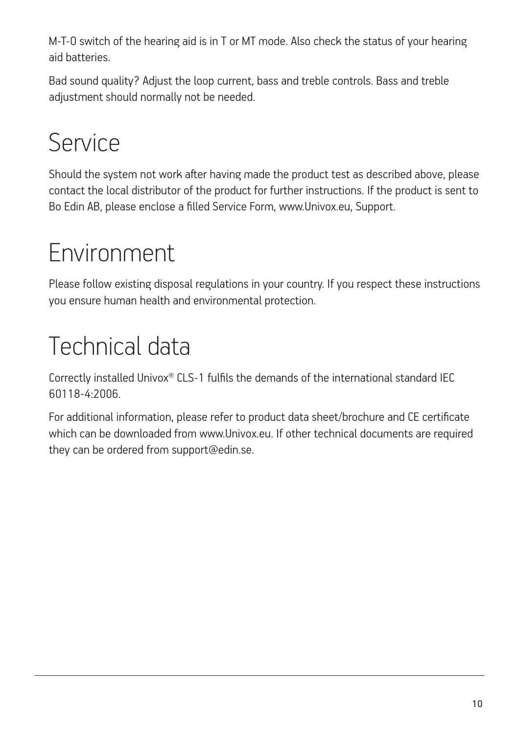M-T-0 switch of the hearing aid is in T or MT mode. Also check the status of your hearing aid batteries.

Bad sound quality? Adjust the loop current, bass and treble controls. Bass and treble adjustment should normally not be needed.

# Service

Should the system not work after having made the product test as described above, please contact the local distributor of the product for further instructions. If the product is sent to Bo Edin AB, please enclose a filled Service Form, www.Univox.eu, Support.

# Environment

Please follow existing disposal regulations in your country. If you respect these instructions you ensure human health and environmental protection.

# Technical data

Correctly installed Univox® CLS-1 fulfils the demands of the international standard IEC 60118-4:2006.

For additional information, please refer to product data sheet/brochure and CE certificate which can be downloaded from www.Univox.eu. If other technical documents are required they can be ordered from support@edin.se.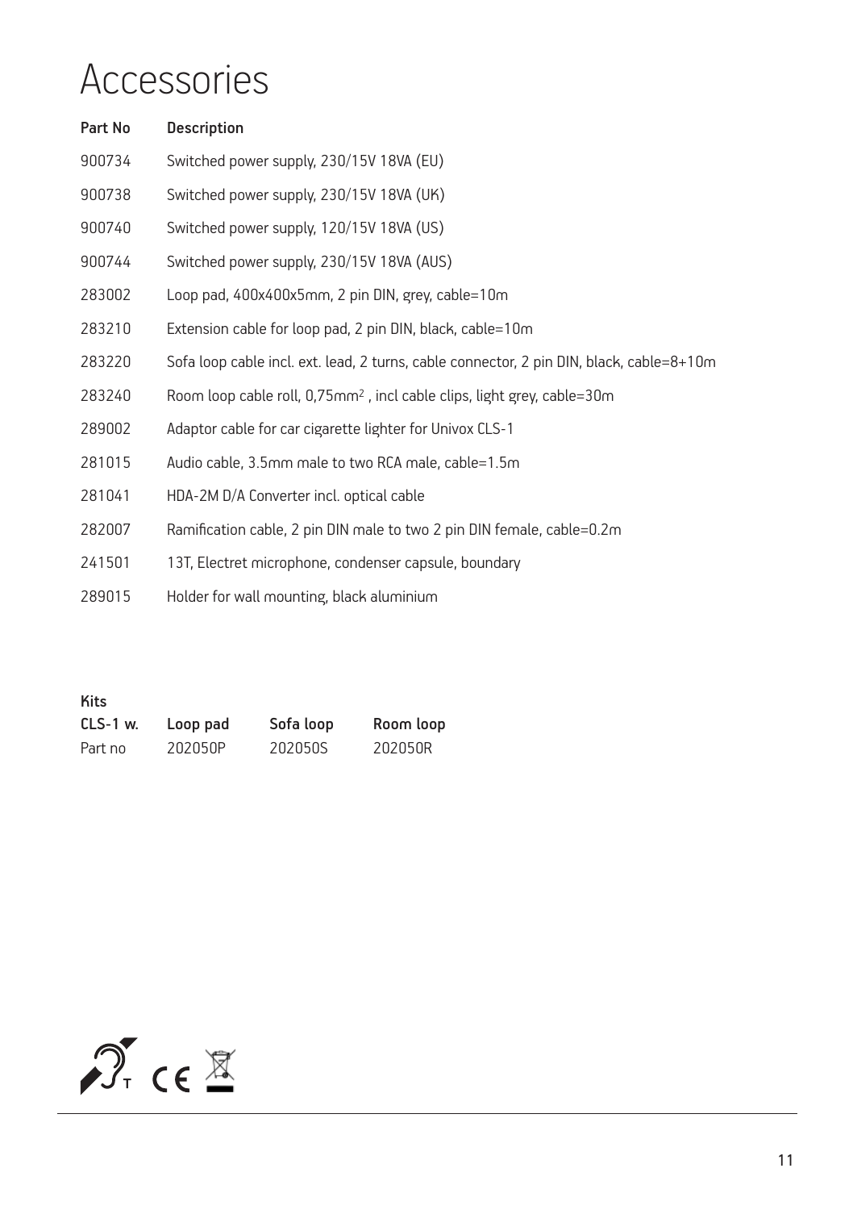# Accessories

| Part No | Description |
|---|---|
| 900734 | Switched power supply, 230/15V 18VA (EU) |
| 900738 | Switched power supply, 230/15V 18VA (UK) |
| 900740 | Switched power supply, 120/15V 18VA (US) |
| 900744 | Switched power supply, 230/15V 18VA (AUS) |
| 283002 | Loop pad, 400x400x5mm, 2 pin DIN, grey, cable=10m |
| 283210 | Extension cable for loop pad, 2 pin DIN, black, cable=10m |
| 283220 | Sofa loop cable incl. ext. lead, 2 turns, cable connector, 2 pin DIN, black, cable=8+10m |
| 283240 | Room loop cable roll, 0,75mm$^2$ , incl cable clips, light grey, cable=30m |
| 289002 | Adaptor cable for car cigarette lighter for Univox CLS-1 |
| 281015 | Audio cable, 3.5mm male to two RCA male, cable=1.5m |
| 281041 | HDA-2M D/A Converter incl. optical cable |
| 282007 | Ramification cable, 2 pin DIN male to two 2 pin DIN female, cable=0.2m |
| 241501 | 13T, Electret microphone, condenser capsule, boundary |
| 289015 | Holder for wall mounting, black aluminium |

**Kits**

| CLS-1 w. | Loop pad | Sofa loop | Room loop |
|---|---|---|---|
| Part no | 202050P | 202050S | 202050R |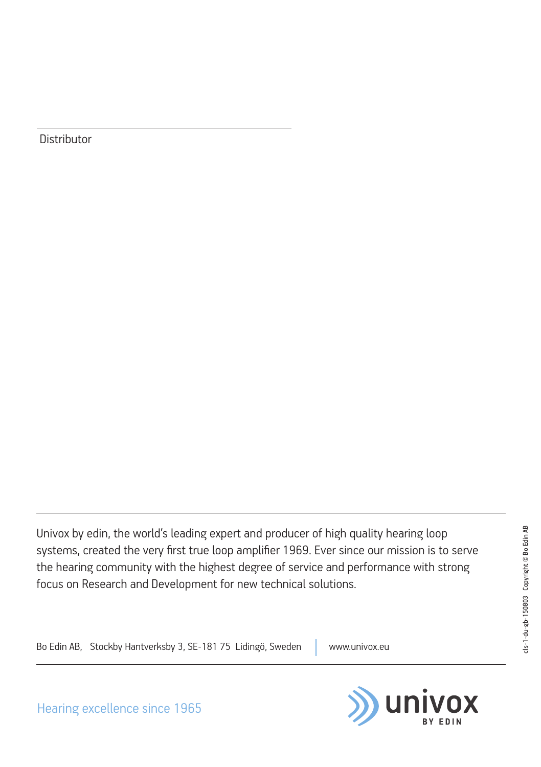Distributor

Univox by edin, the world's leading expert and producer of high quality hearing loop systems, created the very first true loop amplifier 1969. Ever since our mission is to serve the hearing community with the highest degree of service and performance with strong focus on Research and Development for new technical solutions.

Bo Edin AB, Stockby Hantverksby 3, SE-181 75 Lidingö, Sweden | www.univox.eu

cls-1-du-gb-150803 Copyright © Bo Edin AB

Hearing excellence since 1965

univox BY EDIN